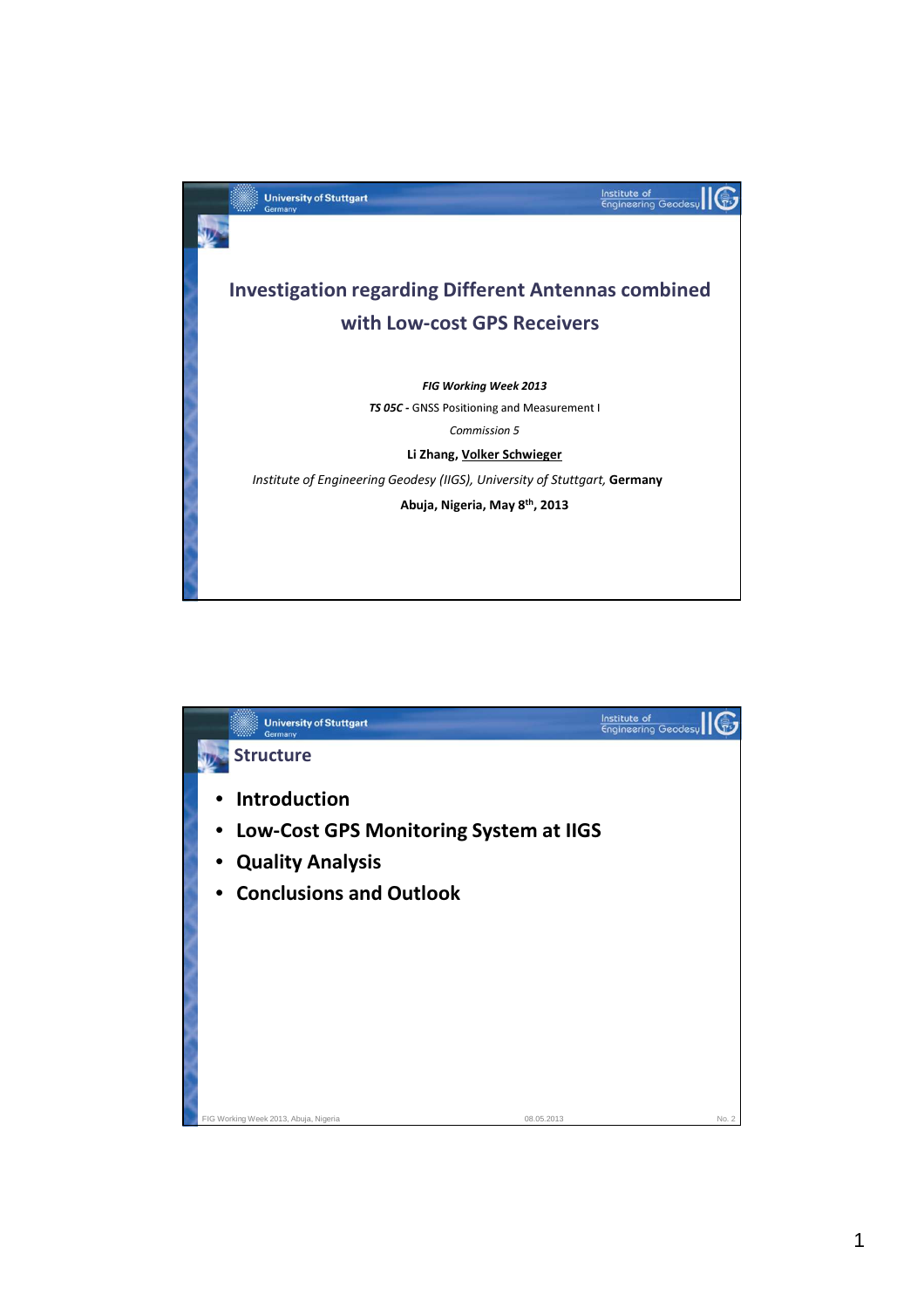# Investigation regarding Different Antennas combined with Low-cost GPS Receivers

***FIG Working Week 2013***

***TS 05C -*** GNSS Positioning and Measurement I

*Commission 5*

**Li Zhang, Volker Schwieger**

*Institute of Engineering Geodesy (IIGS), University of Stuttgart,* **Germany**

**Abuja, Nigeria, May 8th, 2013**

## Structure

- **Introduction**
- **Low-Cost GPS Monitoring System at IIGS**
- **Quality Analysis**
- **Conclusions and Outlook**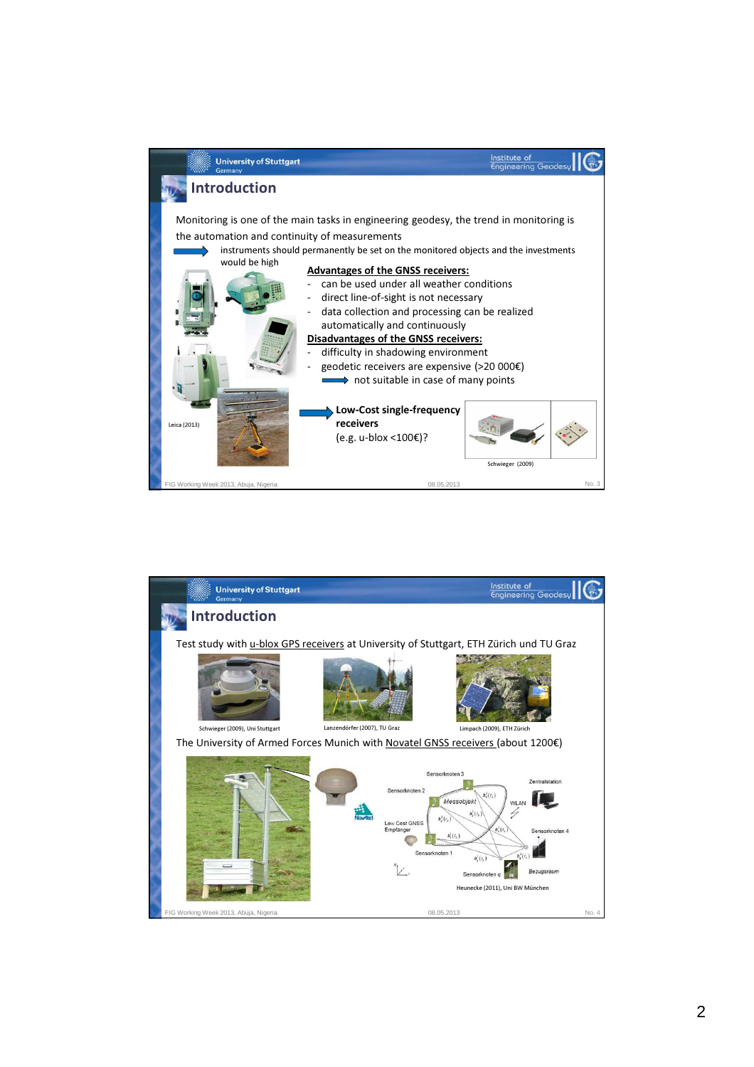## Introduction

Monitoring is one of the main tasks in engineering geodesy, the trend in monitoring is the automation and continuity of measurements

→ instruments should permanently be set on the monitored objects and the investments would be high

**Advantages of the GNSS receivers:**

- can be used under all weather conditions
- direct line-of-sight is not necessary
- data collection and processing can be realized automatically and continuously

**Disadvantages of the GNSS receivers:**

- difficulty in shadowing environment
- geodetic receivers are expensive (>20 000€)

→ not suitable in case of many points

Leica (2013)

→ **Low-Cost single-frequency receivers** (e.g. u-blox <100€)?

Schwieger (2009)

## Introduction

Test study with u-blox GPS receivers at University of Stuttgart, ETH Zürich und TU Graz

Schwieger (2009), Uni Stuttgart

Lanzendörfer (2007), TU Graz

Limpach (2009), ETH Zürich

The University of Armed Forces Munich with Novatel GNSS receivers (about 1200€)

Heunecke (2011), Uni BW München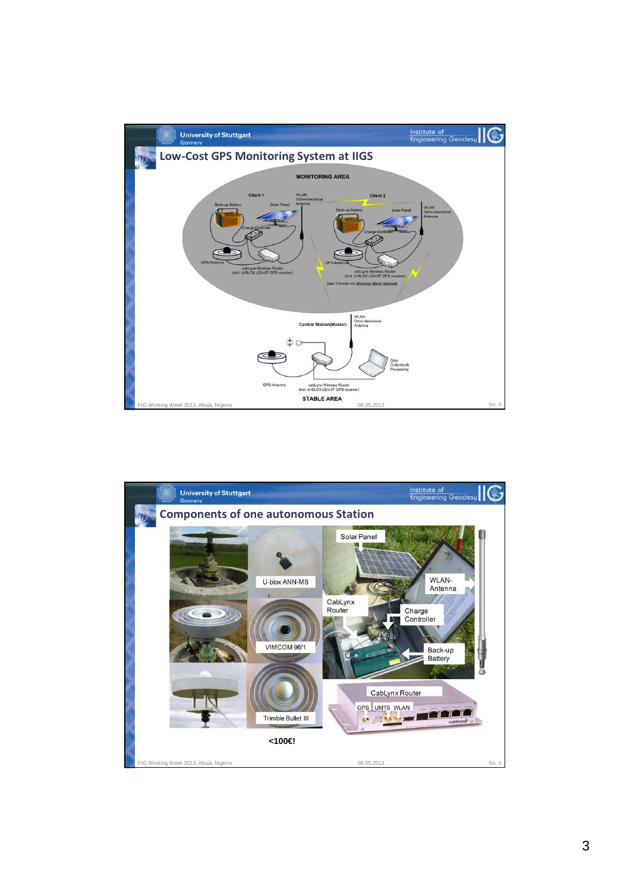## Low-Cost GPS Monitoring System at IIGS

MONITORING AREA

Client 1

Back-up Battery

Solar Panel

WLAN Omni-directional Antenna

Charge Controller

GPS-Antenna

cabLynx Wireless Router (incl. U-BLOX LEA-6T GPS receiver)

Client 2

Back-up Battery

Solar Panel

WLAN Omni-directional Antenna

Charge Controller

GPS-Antenna

cabLynx Wireless Router (incl. U-BLOX LEA-6T GPS receiver)

Data Transfer via Wireless Mesh Network

Central Station(Master)

WLAN Omni-directional Antenna

GPS-Antenna

cabLynx Wireless Router (incl. U-BLOX LEA-6T GPS receiver)

Data Collection& Processing

STABLE AREA

## Components of one autonomous Station

U-blox ANN-MS

VIMCOM 96/1

Trimble Bullet III

Solar Panel

WLAN-Antenna

CabLynx Router

Charge Controller

Back-up Battery

CabLynx Router

GPS UMTS WLAN

<100€!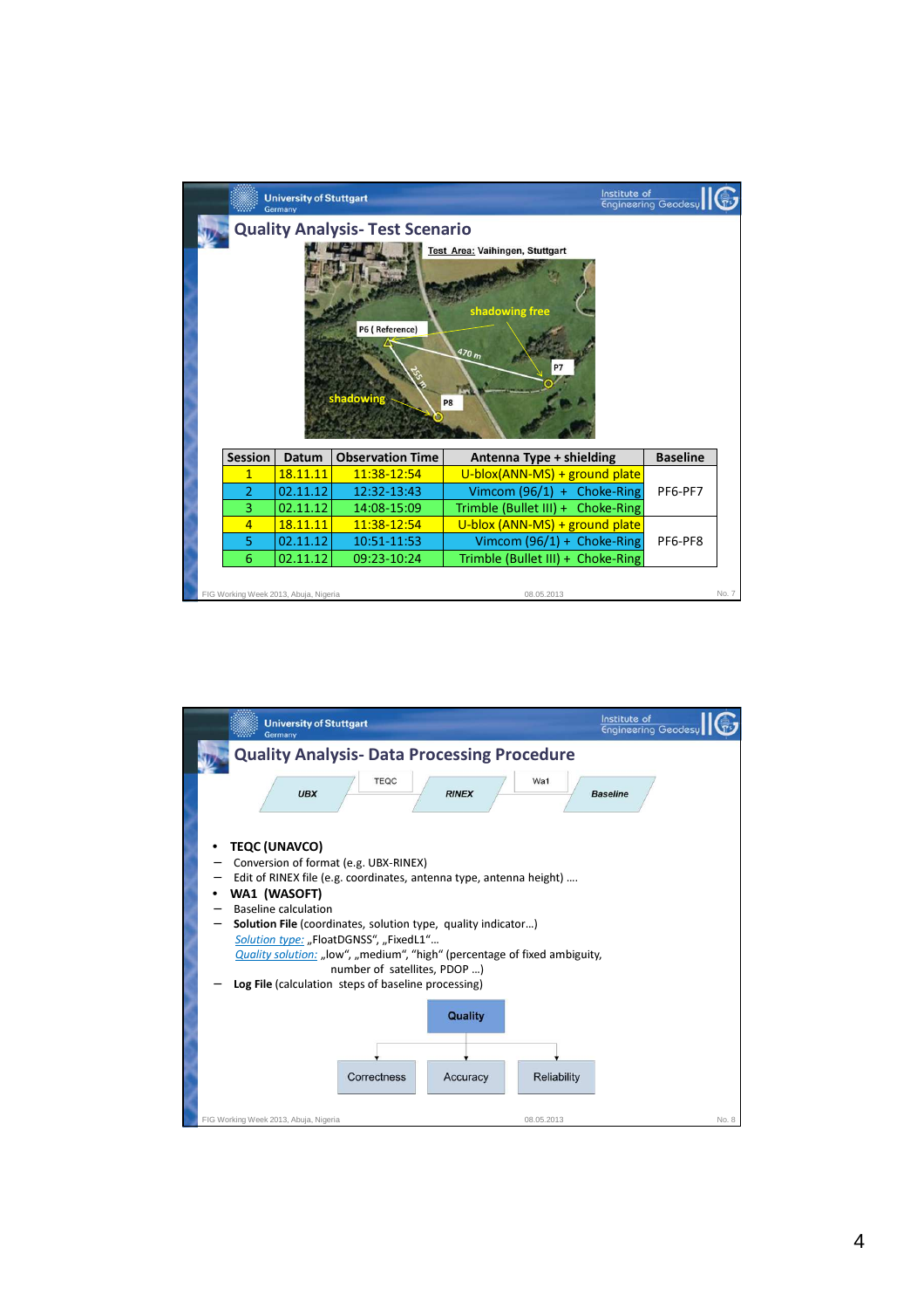## Quality Analysis- Test Scenario

**Test Area:** Vaihingen, Stuttgart

P6 ( Reference) — shadowing free — 470 m — P7 — shadowing — 255 m — P8

| Session | Datum | Observation Time | Antenna Type + shielding | Baseline |
|---|---|---|---|---|
| 1 | 18.11.11 | 11:38-12:54 | U-blox(ANN-MS) + ground plate | PF6-PF7 |
| 2 | 02.11.12 | 12:32-13:43 | Vimcom (96/1) + Choke-Ring | |
| 3 | 02.11.12 | 14:08-15:09 | Trimble (Bullet III) + Choke-Ring | |
| 4 | 18.11.11 | 11:38-12:54 | U-blox (ANN-MS) + ground plate | PF6-PF8 |
| 5 | 02.11.12 | 10:51-11:53 | Vimcom (96/1) + Choke-Ring | |
| 6 | 02.11.12 | 09:23-10:24 | Trimble (Bullet III) + Choke-Ring | |

## Quality Analysis- Data Processing Procedure

UBX → TEQC → RINEX → Wa1 → Baseline

- **TEQC (UNAVCO)**
  - Conversion of format (e.g. UBX-RINEX)
  - Edit of RINEX file (e.g. coordinates, antenna type, antenna height) ....
- **WA1 (WASOFT)**
  - Baseline calculation
  - **Solution File** (coordinates, solution type, quality indicator…)
    
    *Solution type:* „FloatDGNSS", „FixedL1"…
    
    *Quality solution:* „low", „medium", "high" (percentage of fixed ambiguity, number of satellites, PDOP …)
  - **Log File** (calculation steps of baseline processing)

Quality → Correctness, Accuracy, Reliability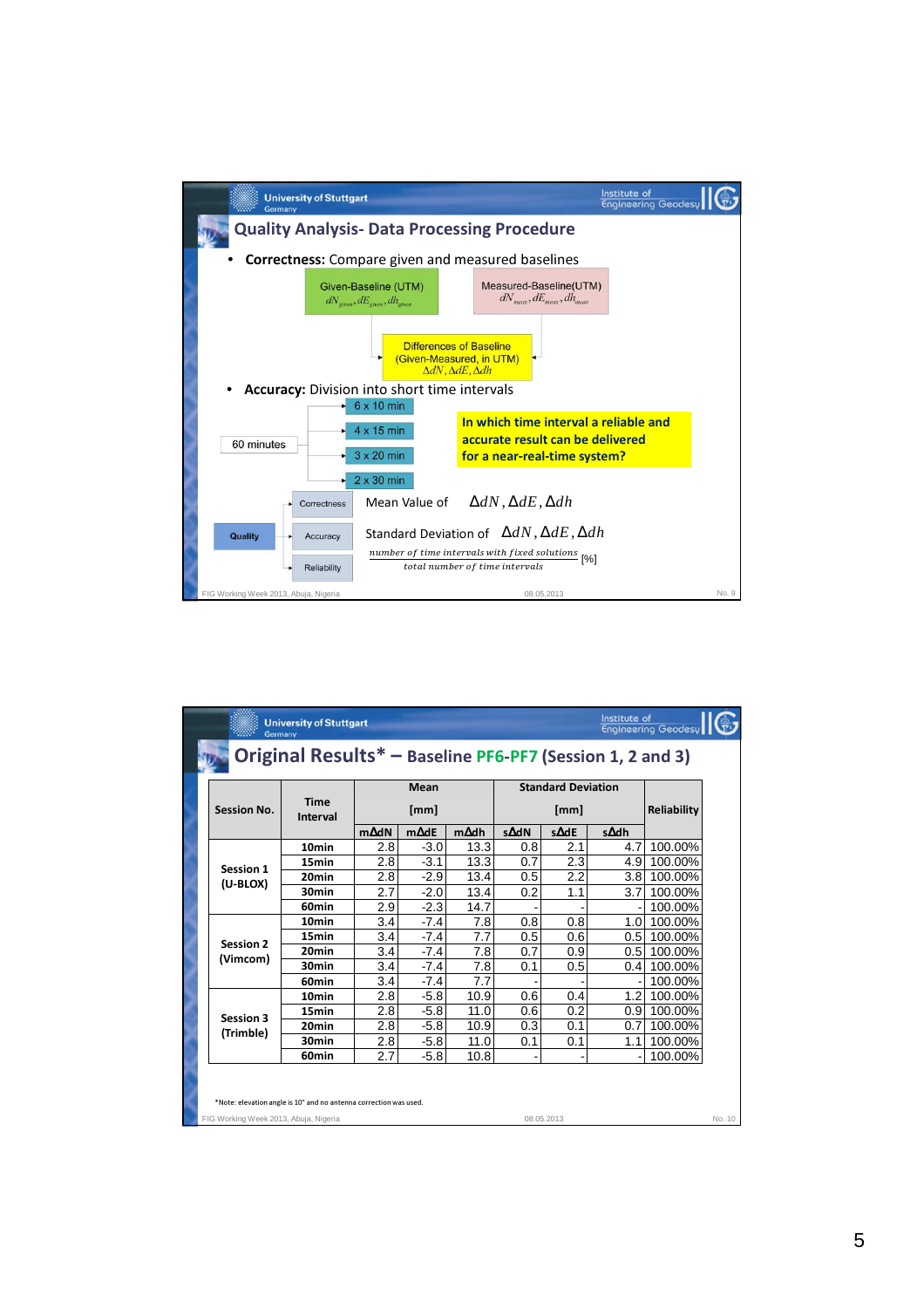## Quality Analysis- Data Processing Procedure

- **Correctness:** Compare given and measured baselines

Given-Baseline (UTM) $dN_{given}, dE_{given}, dh_{given}$

Measured-Baseline(UTM) $dN_{meas}, dE_{meas}, dh_{meas}$

Differences of Baseline (Given-Measured, in UTM) $\Delta dN, \Delta dE, \Delta dh$

- **Accuracy:** Division into short time intervals

60 minutes → 6 x 10 min; 4 x 15 min; 3 x 20 min; 2 x 30 min

**In which time interval a reliable and accurate result can be delivered for a near-real-time system?**

Quality:

- Correctness — Mean Value of $\Delta dN, \Delta dE, \Delta dh$
- Accuracy — Standard Deviation of $\Delta dN, \Delta dE, \Delta dh$
- Reliability — $\frac{\text{number of time intervals with fixed solutions}}{\text{total number of time intervals}}$ [%]

## Original Results* – Baseline PF6-PF7 (Session 1, 2 and 3)

| Session No. | Time Interval | Mean [mm] | | | Standard Deviation [mm] | | | Reliability |
|---|---|---|---|---|---|---|---|---|
| | | mΔdN | mΔdE | mΔdh | sΔdN | sΔdE | sΔdh | |
| Session 1 (U-BLOX) | 10min | 2.8 | -3.0 | 13.3 | 0.8 | 2.1 | 4.7 | 100.00% |
| | 15min | 2.8 | -3.1 | 13.3 | 0.7 | 2.3 | 4.9 | 100.00% |
| | 20min | 2.8 | -2.9 | 13.4 | 0.5 | 2.2 | 3.8 | 100.00% |
| | 30min | 2.7 | -2.0 | 13.4 | 0.2 | 1.1 | 3.7 | 100.00% |
| | 60min | 2.9 | -2.3 | 14.7 | - | - | - | 100.00% |
| Session 2 (Vimcom) | 10min | 3.4 | -7.4 | 7.8 | 0.8 | 0.8 | 1.0 | 100.00% |
| | 15min | 3.4 | -7.4 | 7.7 | 0.5 | 0.6 | 0.5 | 100.00% |
| | 20min | 3.4 | -7.4 | 7.8 | 0.7 | 0.9 | 0.5 | 100.00% |
| | 30min | 3.4 | -7.4 | 7.8 | 0.1 | 0.5 | 0.4 | 100.00% |
| | 60min | 3.4 | -7.4 | 7.7 | - | - | - | 100.00% |
| Session 3 (Trimble) | 10min | 2.8 | -5.8 | 10.9 | 0.6 | 0.4 | 1.2 | 100.00% |
| | 15min | 2.8 | -5.8 | 11.0 | 0.6 | 0.2 | 0.9 | 100.00% |
| | 20min | 2.8 | -5.8 | 10.9 | 0.3 | 0.1 | 0.7 | 100.00% |
| | 30min | 2.8 | -5.8 | 11.0 | 0.1 | 0.1 | 1.1 | 100.00% |
| | 60min | 2.7 | -5.8 | 10.8 | - | - | - | 100.00% |

*Note: elevation angle is 10° and no antenna correction was used.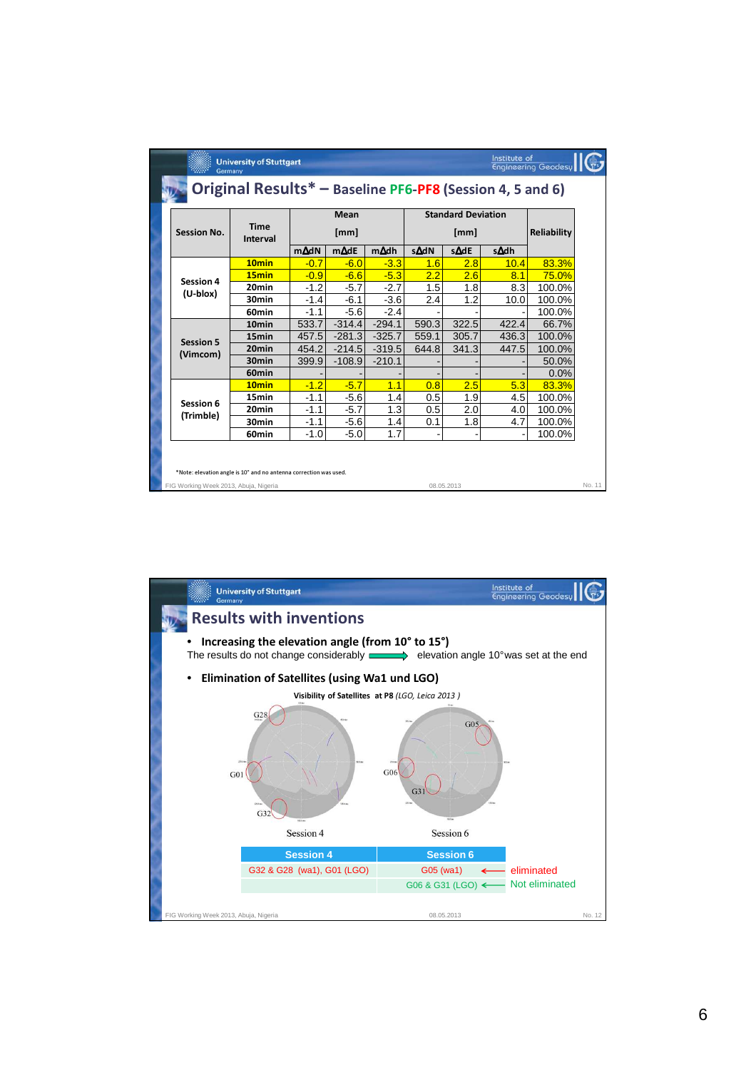## Original Results* – Baseline PF6-PF8 (Session 4, 5 and 6)

| Session No. | Time Interval | Mean [mm] | | | Standard Deviation [mm] | | | Reliability |
|---|---|---|---|---|---|---|---|---|
| | | mΔdN | mΔdE | mΔdh | sΔdN | sΔdE | sΔdh | |
| Session 4 (U-blox) | 10min | -0.7 | -6.0 | -3.3 | 1.6 | 2.8 | 10.4 | 83.3% |
| | 15min | -0.9 | -6.6 | -5.3 | 2.2 | 2.6 | 8.1 | 75.0% |
| | 20min | -1.2 | -5.7 | -2.7 | 1.5 | 1.8 | 8.3 | 100.0% |
| | 30min | -1.4 | -6.1 | -3.6 | 2.4 | 1.2 | 10.0 | 100.0% |
| | 60min | -1.1 | -5.6 | -2.4 | - | - | - | 100.0% |
| Session 5 (Vimcom) | 10min | 533.7 | -314.4 | -294.1 | 590.3 | 322.5 | 422.4 | 66.7% |
| | 15min | 457.5 | -281.3 | -325.7 | 559.1 | 305.7 | 436.3 | 100.0% |
| | 20min | 454.2 | -214.5 | -319.5 | 644.8 | 341.3 | 447.5 | 100.0% |
| | 30min | 399.9 | -108.9 | -210.1 | - | - | - | 50.0% |
| | 60min | - | - | - | - | - | - | 0.0% |
| Session 6 (Trimble) | 10min | -1.2 | -5.7 | 1.1 | 0.8 | 2.5 | 5.3 | 83.3% |
| | 15min | -1.1 | -5.6 | 1.4 | 0.5 | 1.9 | 4.5 | 100.0% |
| | 20min | -1.1 | -5.7 | 1.3 | 0.5 | 2.0 | 4.0 | 100.0% |
| | 30min | -1.1 | -5.6 | 1.4 | 0.1 | 1.8 | 4.7 | 100.0% |
| | 60min | -1.0 | -5.0 | 1.7 | - | - | - | 100.0% |

*Note: elevation angle is 10° and no antenna correction was used.

FIG Working Week 2013, Abuja, Nigeria — 08.05.2013 — No. 11

## Results with inventions

- **Increasing the elevation angle (from 10° to 15°)**
  The results do not change considerably ⟹ elevation angle 10° was set at the end

- **Elimination of Satellites (using Wa1 und LGO)**

Visibility of Satellites at P8 (*LGO, Leica 2013*)

Session 4 — Session 6

| Session 4 | Session 6 | |
|---|---|---|
| G32 & G28 (wa1), G01 (LGO) | G05 (wa1) | ⟵ eliminated |
| | G06 & G31 (LGO) | ⟵ Not eliminated |

FIG Working Week 2013, Abuja, Nigeria — 08.05.2013 — No. 12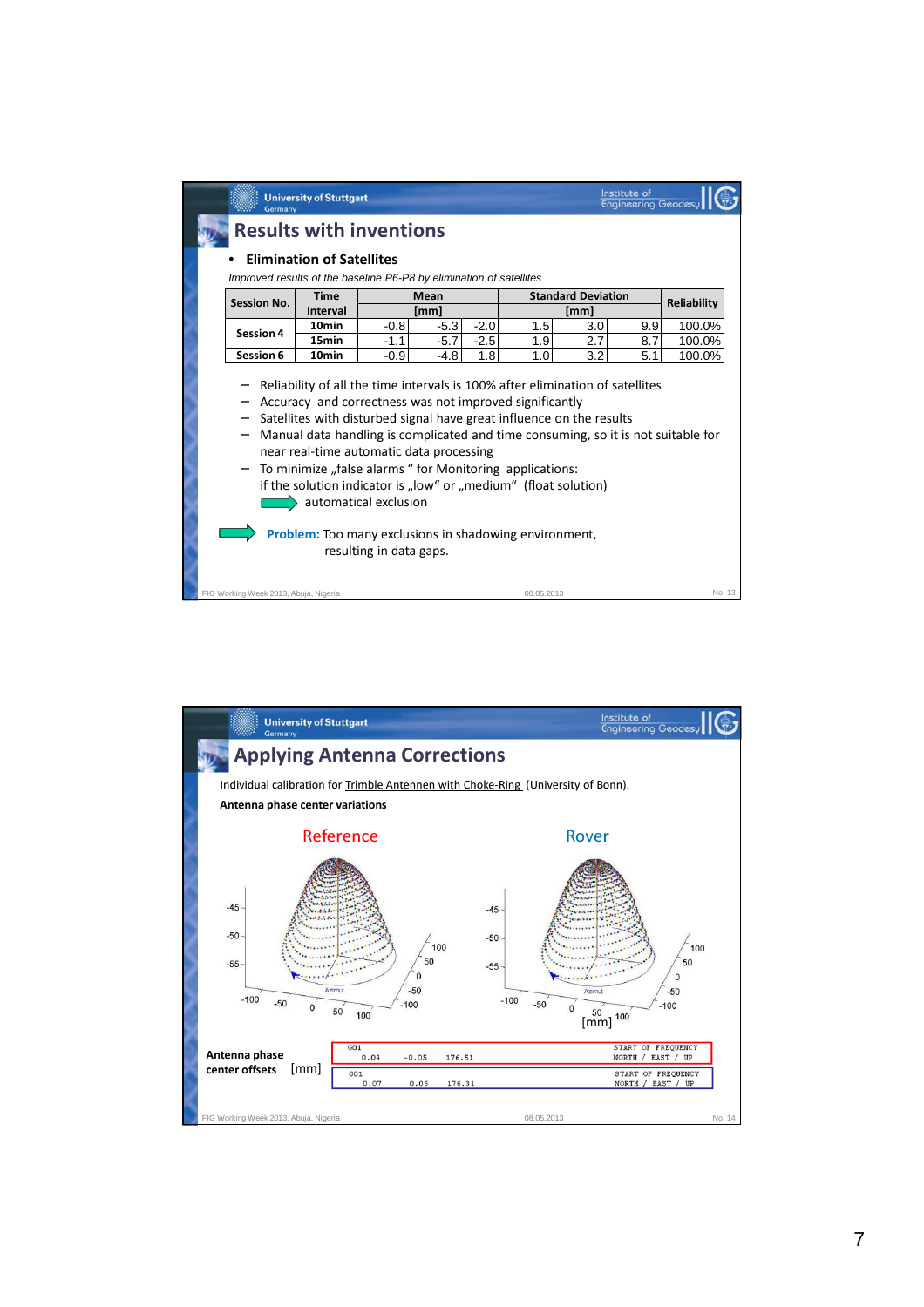## Results with inventions

- **Elimination of Satellites**

*Improved results of the baseline P6-P8 by elimination of satellites*

| Session No. | Time Interval | Mean [mm] | | | Standard Deviation [mm] | | | Reliability |
|---|---|---|---|---|---|---|---|---|
| Session 4 | 10min | -0.8 | -5.3 | -2.0 | 1.5 | 3.0 | 9.9 | 100.0% |
| | 15min | -1.1 | -5.7 | -2.5 | 1.9 | 2.7 | 8.7 | 100.0% |
| Session 6 | 10min | -0.9 | -4.8 | 1.8 | 1.0 | 3.2 | 5.1 | 100.0% |

- Reliability of all the time intervals is 100% after elimination of satellites
- Accuracy and correctness was not improved significantly
- Satellites with disturbed signal have great influence on the results
- Manual data handling is complicated and time consuming, so it is not suitable for near real-time automatic data processing
- To minimize „false alarms " for Monitoring applications: if the solution indicator is „low" or „medium" (float solution)
  → automatical exclusion

→ **Problem:** Too many exclusions in shadowing environment, resulting in data gaps.

## Applying Antenna Corrections

Individual calibration for Trimble Antennen with Choke-Ring (University of Bonn).

**Antenna phase center variations**

Reference | Rover

**Antenna phase center offsets** [mm]

Reference:

```
G01                                    START OF FREQUENCY
0.04     -0.05     176.51              NORTH / EAST / UP
```

Rover:

```
G01                                    START OF FREQUENCY
0.07      0.06     176.31              NORTH / EAST / UP
```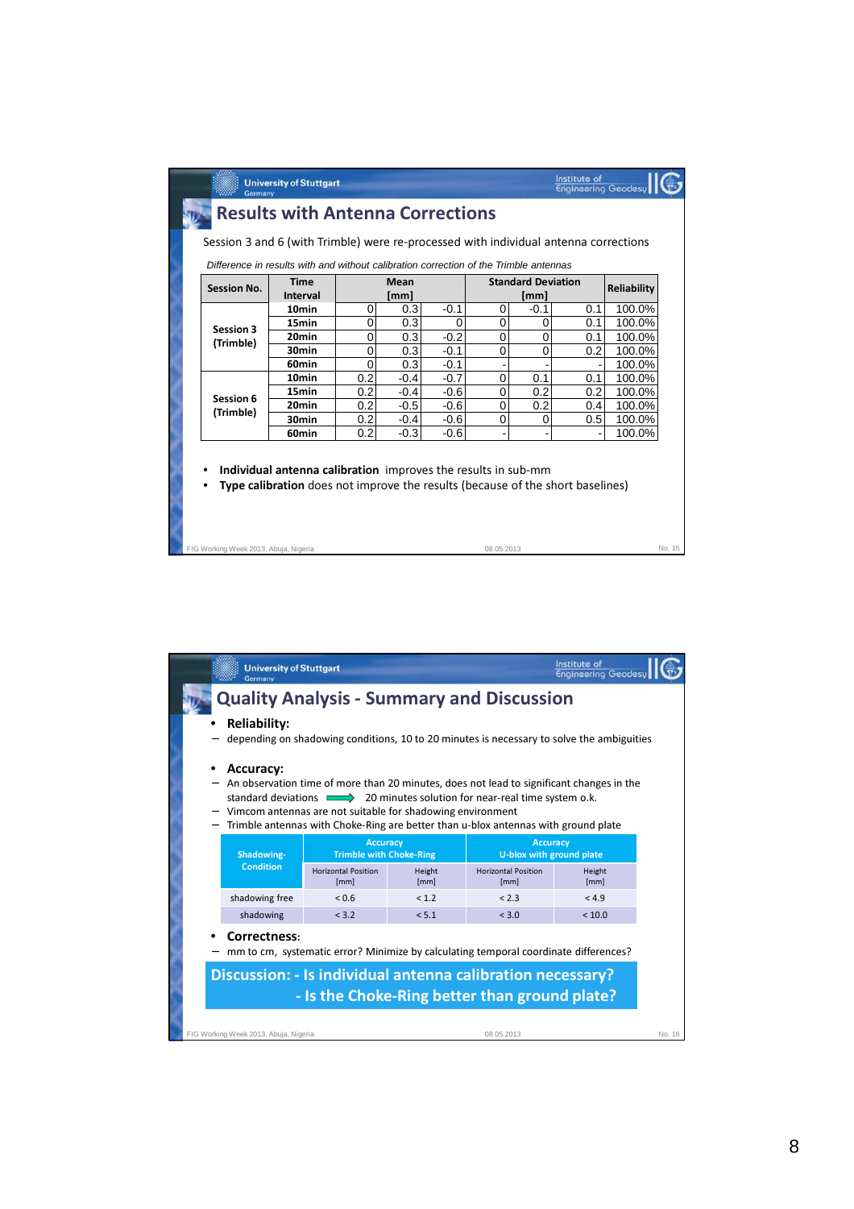## Results with Antenna Corrections

Session 3 and 6 (with Trimble) were re-processed with individual antenna corrections

*Difference in results with and without calibration correction of the Trimble antennas*

| Session No. | Time Interval | Mean [mm] | | | Standard Deviation [mm] | | | Reliability |
|---|---|---|---|---|---|---|---|---|
| Session 3 (Trimble) | 10min | 0 | 0.3 | -0.1 | 0 | -0.1 | 0.1 | 100.0% |
| | 15min | 0 | 0.3 | 0 | 0 | 0 | 0.1 | 100.0% |
| | 20min | 0 | 0.3 | -0.2 | 0 | 0 | 0.1 | 100.0% |
| | 30min | 0 | 0.3 | -0.1 | 0 | 0 | 0.2 | 100.0% |
| | 60min | 0 | 0.3 | -0.1 | - | - | - | 100.0% |
| Session 6 (Trimble) | 10min | 0.2 | -0.4 | -0.7 | 0 | 0.1 | 0.1 | 100.0% |
| | 15min | 0.2 | -0.4 | -0.6 | 0 | 0.2 | 0.2 | 100.0% |
| | 20min | 0.2 | -0.5 | -0.6 | 0 | 0.2 | 0.4 | 100.0% |
| | 30min | 0.2 | -0.4 | -0.6 | 0 | 0 | 0.5 | 100.0% |
| | 60min | 0.2 | -0.3 | -0.6 | - | - | - | 100.0% |

- **Individual antenna calibration** improves the results in sub-mm
- **Type calibration** does not improve the results (because of the short baselines)

## Quality Analysis - Summary and Discussion

- **Reliability:**
  - depending on shadowing conditions, 10 to 20 minutes is necessary to solve the ambiguities
- **Accuracy:**
  - An observation time of more than 20 minutes, does not lead to significant changes in the standard deviations ⟶ 20 minutes solution for near-real time system o.k.
  - Vimcom antennas are not suitable for shadowing environment
  - Trimble antennas with Choke-Ring are better than u-blox antennas with ground plate

| Shadowing-Condition | Accuracy Trimble with Choke-Ring | | Accuracy U-blox with ground plate | |
|---|---|---|---|---|
| | Horizontal Position [mm] | Height [mm] | Horizontal Position [mm] | Height [mm] |
| shadowing free | < 0.6 | < 1.2 | < 2.3 | < 4.9 |
| shadowing | < 3.2 | < 5.1 | < 3.0 | < 10.0 |

- **Correctness:**
  - mm to cm, systematic error? Minimize by calculating temporal coordinate differences?

**Discussion: - Is individual antenna calibration necessary?**
**- Is the Choke-Ring better than ground plate?**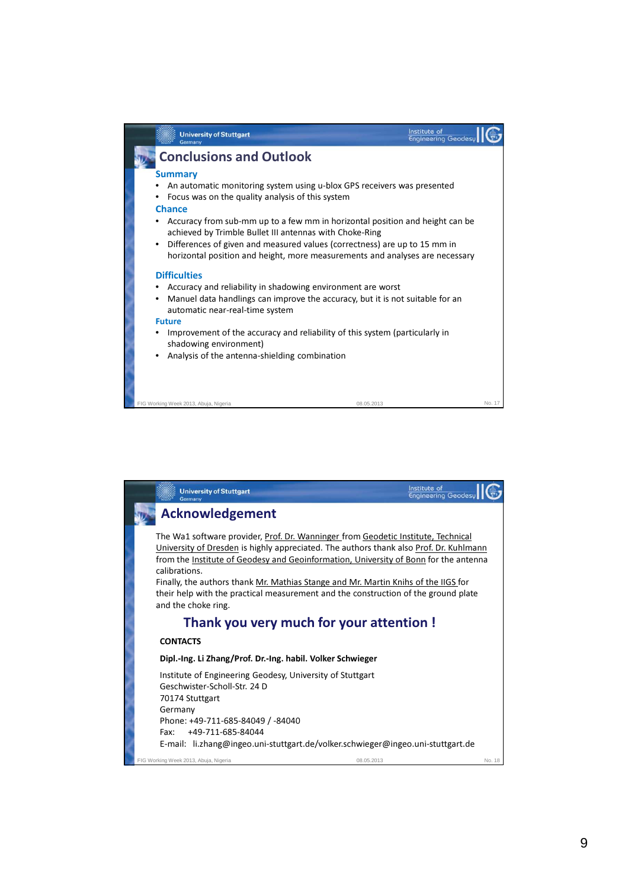## Conclusions and Outlook

**Summary**

- An automatic monitoring system using u-blox GPS receivers was presented
- Focus was on the quality analysis of this system

**Chance**

- Accuracy from sub-mm up to a few mm in horizontal position and height can be achieved by Trimble Bullet III antennas with Choke-Ring
- Differences of given and measured values (correctness) are up to 15 mm in horizontal position and height, more measurements and analyses are necessary

**Difficulties**

- Accuracy and reliability in shadowing environment are worst
- Manuel data handlings can improve the accuracy, but it is not suitable for an automatic near-real-time system

**Future**

- Improvement of the accuracy and reliability of this system (particularly in shadowing environment)
- Analysis of the antenna-shielding combination

## Acknowledgement

The Wa1 software provider, Prof. Dr. Wanninger from Geodetic Institute, Technical University of Dresden is highly appreciated. The authors thank also Prof. Dr. Kuhlmann from the Institute of Geodesy and Geoinformation, University of Bonn for the antenna calibrations.
Finally, the authors thank Mr. Mathias Stange and Mr. Martin Knihs of the IIGS for their help with the practical measurement and the construction of the ground plate and the choke ring.

**Thank you very much for your attention !**

**CONTACTS**

**Dipl.-Ing. Li Zhang/Prof. Dr.-Ing. habil. Volker Schwieger**

Institute of Engineering Geodesy, University of Stuttgart
Geschwister-Scholl-Str. 24 D
70174 Stuttgart
Germany
Phone: +49-711-685-84049 / -84040
Fax: +49-711-685-84044
E-mail: li.zhang@ingeo.uni-stuttgart.de/volker.schwieger@ingeo.uni-stuttgart.de